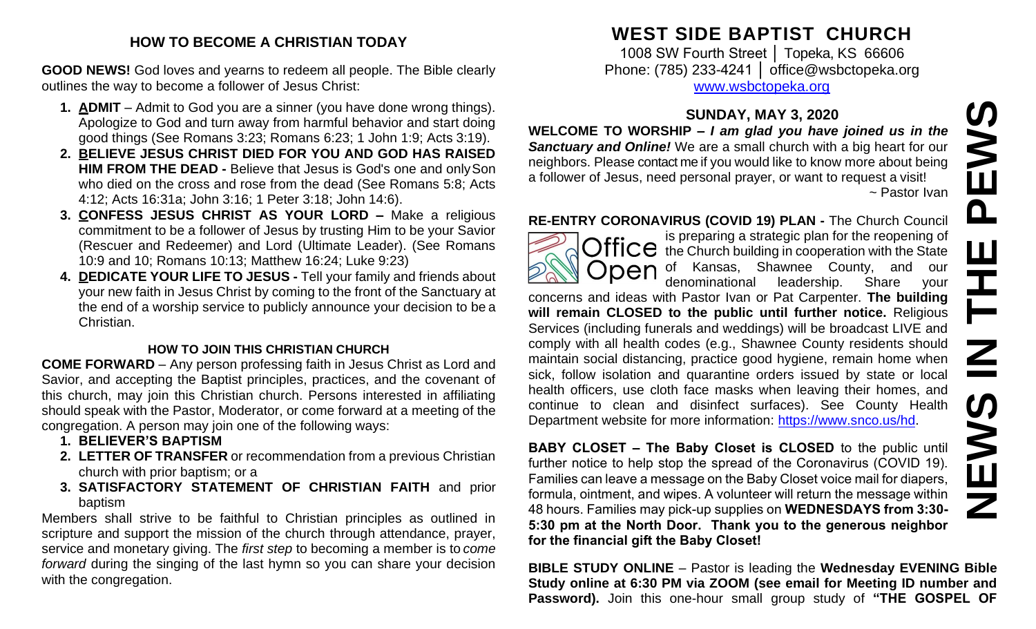## HOW TO BECOME A CHRISTIAN TODAY

**GOOD NEWS!** God loves and yearns to redeem all people. The Bible clearly outlines the way to become a follower of Jesus Christ:

1. **ADMIT** – Admit to God you are a sinner (you have done wrong things). Apologize to God and turn away from harmful behavior and start doing good things (See Romans 3:23; Romans 6:23; 1 John 1:9; Acts 3:19).
2. **BELIEVE JESUS CHRIST DIED FOR YOU AND GOD HAS RAISED HIM FROM THE DEAD -** Believe that Jesus is God's one and only Son who died on the cross and rose from the dead (See Romans 5:8; Acts 4:12; Acts 16:31a; John 3:16; 1 Peter 3:18; John 14:6).
3. **CONFESS JESUS CHRIST AS YOUR LORD –** Make a religious commitment to be a follower of Jesus by trusting Him to be your Savior (Rescuer and Redeemer) and Lord (Ultimate Leader). (See Romans 10:9 and 10; Romans 10:13; Matthew 16:24; Luke 9:23)
4. **DEDICATE YOUR LIFE TO JESUS -** Tell your family and friends about your new faith in Jesus Christ by coming to the front of the Sanctuary at the end of a worship service to publicly announce your decision to be a Christian.

### HOW TO JOIN THIS CHRISTIAN CHURCH

**COME FORWARD** – Any person professing faith in Jesus Christ as Lord and Savior, and accepting the Baptist principles, practices, and the covenant of this church, may join this Christian church. Persons interested in affiliating should speak with the Pastor, Moderator, or come forward at a meeting of the congregation. A person may join one of the following ways:

1. **BELIEVER'S BAPTISM**
2. **LETTER OF TRANSFER** or recommendation from a previous Christian church with prior baptism; or a
3. **SATISFACTORY STATEMENT OF CHRISTIAN FAITH** and prior baptism

Members shall strive to be faithful to Christian principles as outlined in scripture and support the mission of the church through attendance, prayer, service and monetary giving. The *first step* to becoming a member is to *come forward* during the singing of the last hymn so you can share your decision with the congregation.

# WEST SIDE BAPTIST CHURCH

1008 SW Fourth Street │ Topeka, KS 66606
Phone: (785) 233-4241 │ office@wsbctopeka.org
www.wsbctopeka.org

# NEWS IN THE PEWS

## SUNDAY, MAY 3, 2020

**WELCOME TO WORSHIP –** ***I am glad you have joined us in the Sanctuary and Online!*** We are a small church with a big heart for our neighbors. Please contact me if you would like to know more about being a follower of Jesus, need personal prayer, or want to request a visit!
~ Pastor Ivan

**RE-ENTRY CORONAVIRUS (COVID 19) PLAN -** The Church Council is preparing a strategic plan for the reopening of the Church building in cooperation with the State of Kansas, Shawnee County, and our denominational leadership. Share your concerns and ideas with Pastor Ivan or Pat Carpenter. **The building will remain CLOSED to the public until further notice.** Religious Services (including funerals and weddings) will be broadcast LIVE and comply with all health codes (e.g., Shawnee County residents should maintain social distancing, practice good hygiene, remain home when sick, follow isolation and quarantine orders issued by state or local health officers, use cloth face masks when leaving their homes, and continue to clean and disinfect surfaces). See County Health Department website for more information: https://www.snco.us/hd.

**BABY CLOSET – The Baby Closet is CLOSED** to the public until further notice to help stop the spread of the Coronavirus (COVID 19). Families can leave a message on the Baby Closet voice mail for diapers, formula, ointment, and wipes. A volunteer will return the message within 48 hours. Families may pick-up supplies on **WEDNESDAYS from 3:30-5:30 pm at the North Door. Thank you to the generous neighbor for the financial gift the Baby Closet!**

**BIBLE STUDY ONLINE** – Pastor is leading the **Wednesday EVENING Bible Study online at 6:30 PM via ZOOM (see email for Meeting ID number and Password).** Join this one-hour small group study of **"THE GOSPEL OF**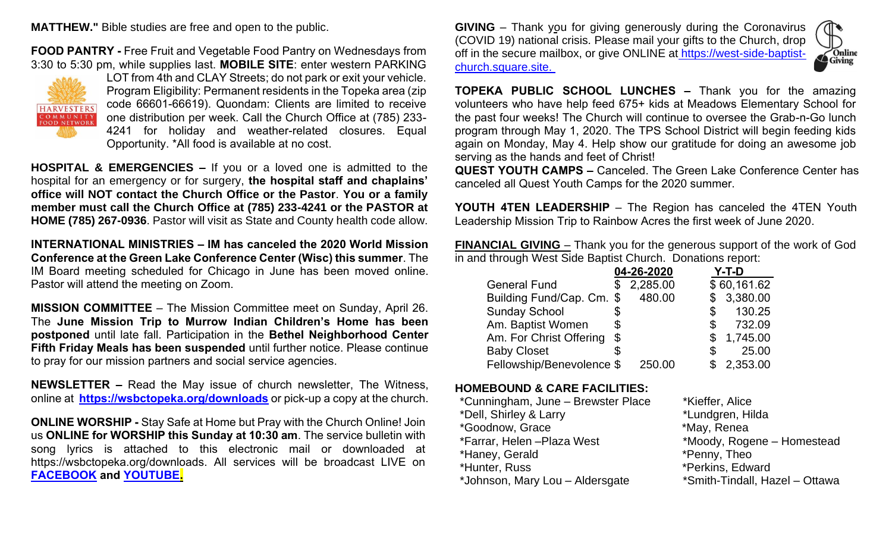**MATTHEW."** Bible studies are free and open to the public.

**FOOD PANTRY -** Free Fruit and Vegetable Food Pantry on Wednesdays from 3:30 to 5:30 pm, while supplies last. **MOBILE SITE**: enter western PARKING LOT from 4th and CLAY Streets; do not park or exit your vehicle. Program Eligibility: Permanent residents in the Topeka area (zip code 66601-66619). Quondam: Clients are limited to receive one distribution per week. Call the Church Office at (785) 233-4241 for holiday and weather-related closures. Equal Opportunity. *All food is available at no cost.

**HOSPITAL & EMERGENCIES –** If you or a loved one is admitted to the hospital for an emergency or for surgery, **the hospital staff and chaplains' office will NOT contact the Church Office or the Pastor**. **You or a family member must call the Church Office at (785) 233-4241 or the PASTOR at HOME (785) 267-0936**. Pastor will visit as State and County health code allow.

**INTERNATIONAL MINISTRIES – IM has canceled the 2020 World Mission Conference at the Green Lake Conference Center (Wisc) this summer**. The IM Board meeting scheduled for Chicago in June has been moved online. Pastor will attend the meeting on Zoom.

**MISSION COMMITTEE** – The Mission Committee meet on Sunday, April 26. The **June Mission Trip to Murrow Indian Children's Home has been postponed** until late fall. Participation in the **Bethel Neighborhood Center Fifth Friday Meals has been suspended** until further notice. Please continue to pray for our mission partners and social service agencies.

**NEWSLETTER –** Read the May issue of church newsletter, The Witness, online at **https://wsbctopeka.org/downloads** or pick-up a copy at the church.

**ONLINE WORSHIP -** Stay Safe at Home but Pray with the Church Online! Join us **ONLINE for WORSHIP this Sunday at 10:30 am**. The service bulletin with song lyrics is attached to this electronic mail or downloaded at https://wsbctopeka.org/downloads. All services will be broadcast LIVE on **FACEBOOK and YOUTUBE.**

**GIVING** – Thank you for giving generously during the Coronavirus (COVID 19) national crisis. Please mail your gifts to the Church, drop off in the secure mailbox, or give ONLINE at https://west-side-baptist-church.square.site.

**TOPEKA PUBLIC SCHOOL LUNCHES –** Thank you for the amazing volunteers who have help feed 675+ kids at Meadows Elementary School for the past four weeks! The Church will continue to oversee the Grab-n-Go lunch program through May 1, 2020. The TPS School District will begin feeding kids again on Monday, May 4. Help show our gratitude for doing an awesome job serving as the hands and feet of Christ!

**QUEST YOUTH CAMPS –** Canceled. The Green Lake Conference Center has canceled all Quest Youth Camps for the 2020 summer.

**YOUTH 4TEN LEADERSHIP** – The Region has canceled the 4TEN Youth Leadership Mission Trip to Rainbow Acres the first week of June 2020.

**FINANCIAL GIVING** – Thank you for the generous support of the work of God in and through West Side Baptist Church. Donations report:

| | 04-26-2020 | Y-T-D |
|---|---|---|
| General Fund | $ 2,285.00 | $ 60,161.62 |
| Building Fund/Cap. Cm. | $ 480.00 | $ 3,380.00 |
| Sunday School | $ | $ 130.25 |
| Am. Baptist Women | $ | $ 732.09 |
| Am. For Christ Offering | $ | $ 1,745.00 |
| Baby Closet | $ | $ 25.00 |
| Fellowship/Benevolence | $ 250.00 | $ 2,353.00 |

**HOMEBOUND & CARE FACILITIES:**

*Cunningham, June – Brewster Place
*Dell, Shirley & Larry
*Goodnow, Grace
*Farrar, Helen –Plaza West
*Haney, Gerald
*Hunter, Russ
*Johnson, Mary Lou – Aldersgate
*Kieffer, Alice
*Lundgren, Hilda
*May, Renea
*Moody, Rogene – Homestead
*Penny, Theo
*Perkins, Edward
*Smith-Tindall, Hazel – Ottawa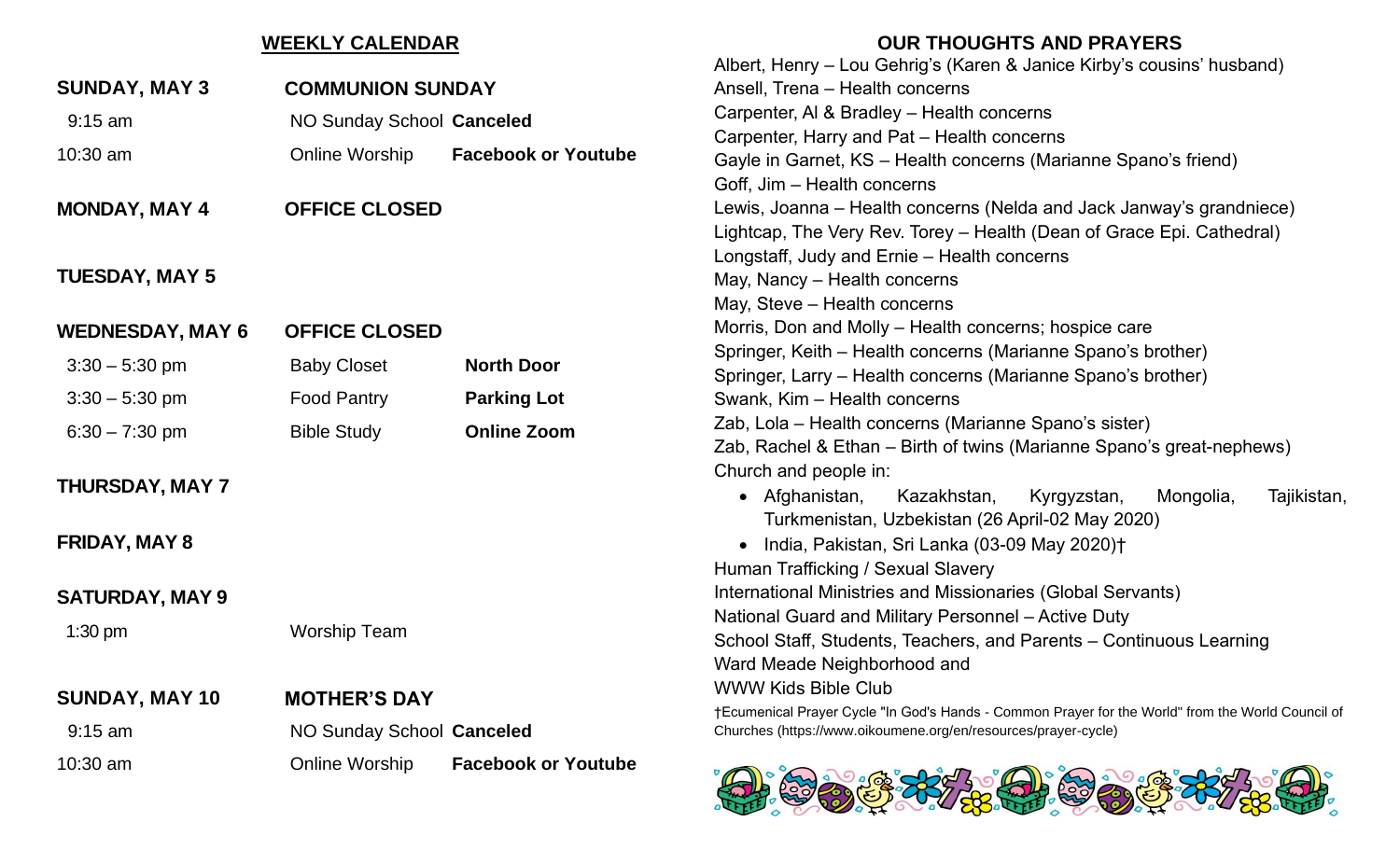## WEEKLY CALENDAR

| | | |
|---|---|---|
| **SUNDAY, MAY 3** | **COMMUNION SUNDAY** | |
| 9:15 am | NO Sunday School | **Canceled** |
| 10:30 am | Online Worship | **Facebook or Youtube** |
| **MONDAY, MAY 4** | **OFFICE CLOSED** | |
| **TUESDAY, MAY 5** | | |
| **WEDNESDAY, MAY 6** | **OFFICE CLOSED** | |
| 3:30 – 5:30 pm | Baby Closet | **North Door** |
| 3:30 – 5:30 pm | Food Pantry | **Parking Lot** |
| 6:30 – 7:30 pm | Bible Study | **Online Zoom** |
| **THURSDAY, MAY 7** | | |
| **FRIDAY, MAY 8** | | |
| **SATURDAY, MAY 9** | | |
| 1:30 pm | Worship Team | |
| **SUNDAY, MAY 10** | **MOTHER'S DAY** | |
| 9:15 am | NO Sunday School | **Canceled** |
| 10:30 am | Online Worship | **Facebook or Youtube** |

## OUR THOUGHTS AND PRAYERS

Albert, Henry – Lou Gehrig's (Karen & Janice Kirby's cousins' husband)
Ansell, Trena – Health concerns
Carpenter, Al & Bradley – Health concerns
Carpenter, Harry and Pat – Health concerns
Gayle in Garnet, KS – Health concerns (Marianne Spano's friend)
Goff, Jim – Health concerns
Lewis, Joanna – Health concerns (Nelda and Jack Janway's grandniece)
Lightcap, The Very Rev. Torey – Health (Dean of Grace Epi. Cathedral)
Longstaff, Judy and Ernie – Health concerns
May, Nancy – Health concerns
May, Steve – Health concerns
Morris, Don and Molly – Health concerns; hospice care
Springer, Keith – Health concerns (Marianne Spano's brother)
Springer, Larry – Health concerns (Marianne Spano's brother)
Swank, Kim – Health concerns
Zab, Lola – Health concerns (Marianne Spano's sister)
Zab, Rachel & Ethan – Birth of twins (Marianne Spano's great-nephews)
Church and people in:

- Afghanistan, Kazakhstan, Kyrgyzstan, Mongolia, Tajikistan, Turkmenistan, Uzbekistan (26 April-02 May 2020)
- India, Pakistan, Sri Lanka (03-09 May 2020)†

Human Trafficking / Sexual Slavery
International Ministries and Missionaries (Global Servants)
National Guard and Military Personnel – Active Duty
School Staff, Students, Teachers, and Parents – Continuous Learning
Ward Meade Neighborhood and
WWW Kids Bible Club

†Ecumenical Prayer Cycle "In God's Hands - Common Prayer for the World" from the World Council of Churches (https://www.oikoumene.org/en/resources/prayer-cycle)